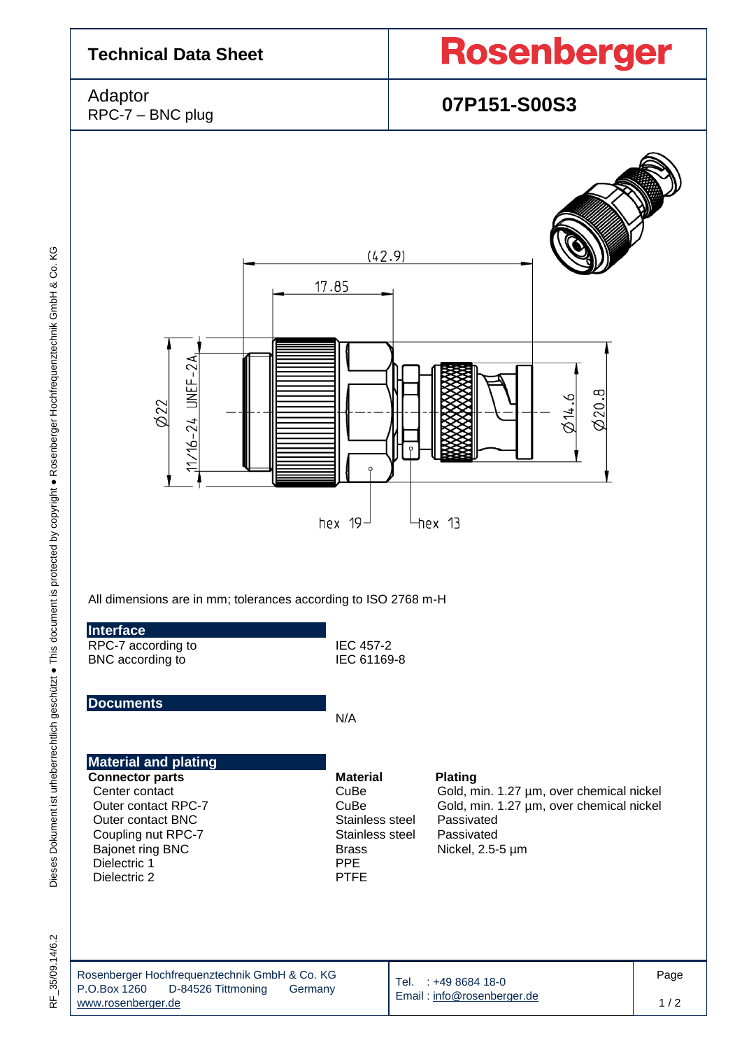# Technical Data Sheet

**Rosenberger**

Adaptor
RPC-7 – BNC plug

**07P151-S00S3**

(42.9)
17.85
Ø22
11/16-24 UNEF-2A
Ø14.6
Ø20.8
hex 19
hex 13

All dimensions are in mm; tolerances according to ISO 2768 m-H

## Interface

| | |
|---|---|
| RPC-7 according to | IEC 457-2 |
| BNC according to | IEC 61169-8 |

## Documents

N/A

## Material and plating

| **Connector parts** | **Material** | **Plating** |
|---|---|---|
| Center contact | CuBe | Gold, min. 1.27 µm, over chemical nickel |
| Outer contact RPC-7 | CuBe | Gold, min. 1.27 µm, over chemical nickel |
| Outer contact BNC | Stainless steel | Passivated |
| Coupling nut RPC-7 | Stainless steel | Passivated |
| Bajonet ring BNC | Brass | Nickel, 2.5-5 µm |
| Dielectric 1 | PPE | |
| Dielectric 2 | PTFE | |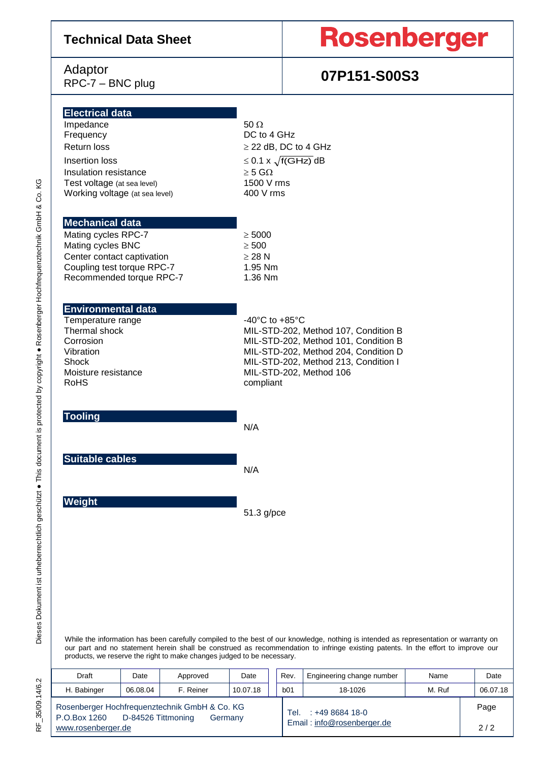# Technical Data Sheet

**Rosenberger**

Adaptor
RPC-7 – BNC plug

**07P151-S00S3**

## Electrical data

| | |
|---|---|
| Impedance | 50 Ω |
| Frequency | DC to 4 GHz |
| Return loss | ≥ 22 dB, DC to 4 GHz |
| Insertion loss | ≤ 0.1 x $\sqrt{f(GHz)}$ dB |
| Insulation resistance | ≥ 5 GΩ |
| Test voltage (at sea level) | 1500 V rms |
| Working voltage (at sea level) | 400 V rms |

## Mechanical data

| | |
|---|---|
| Mating cycles RPC-7 | ≥ 5000 |
| Mating cycles BNC | ≥ 500 |
| Center contact captivation | ≥ 28 N |
| Coupling test torque RPC-7 | 1.95 Nm |
| Recommended torque RPC-7 | 1.36 Nm |

## Environmental data

| | |
|---|---|
| Temperature range | -40°C to +85°C |
| Thermal shock | MIL-STD-202, Method 107, Condition B |
| Corrosion | MIL-STD-202, Method 101, Condition B |
| Vibration | MIL-STD-202, Method 204, Condition D |
| Shock | MIL-STD-202, Method 213, Condition I |
| Moisture resistance | MIL-STD-202, Method 106 |
| RoHS | compliant |

## Tooling

N/A

## Suitable cables

N/A

## Weight

51.3 g/pce

While the information has been carefully compiled to the best of our knowledge, nothing is intended as representation or warranty on our part and no statement herein shall be construed as recommendation to infringe existing patents. In the effort to improve our products, we reserve the right to make changes judged to be necessary.

| Draft | Date | Approved | Date | Rev. | Engineering change number | Name | Date |
|---|---|---|---|---|---|---|---|
| H. Babinger | 06.08.04 | F. Reiner | 10.07.18 | b01 | 18-1026 | M. Ruf | 06.07.18 |

Rosenberger Hochfrequenztechnik GmbH & Co. KG
P.O.Box 1260 D-84526 Tittmoning Germany
www.rosenberger.de

Tel. : +49 8684 18-0
Email : info@rosenberger.de

Dieses Dokument ist urheberrechtlich geschützt ● This document is protected by copyright ● Rosenberger Hochfrequenztechnik GmbH & Co. KG

RF_35/09.14/6.2